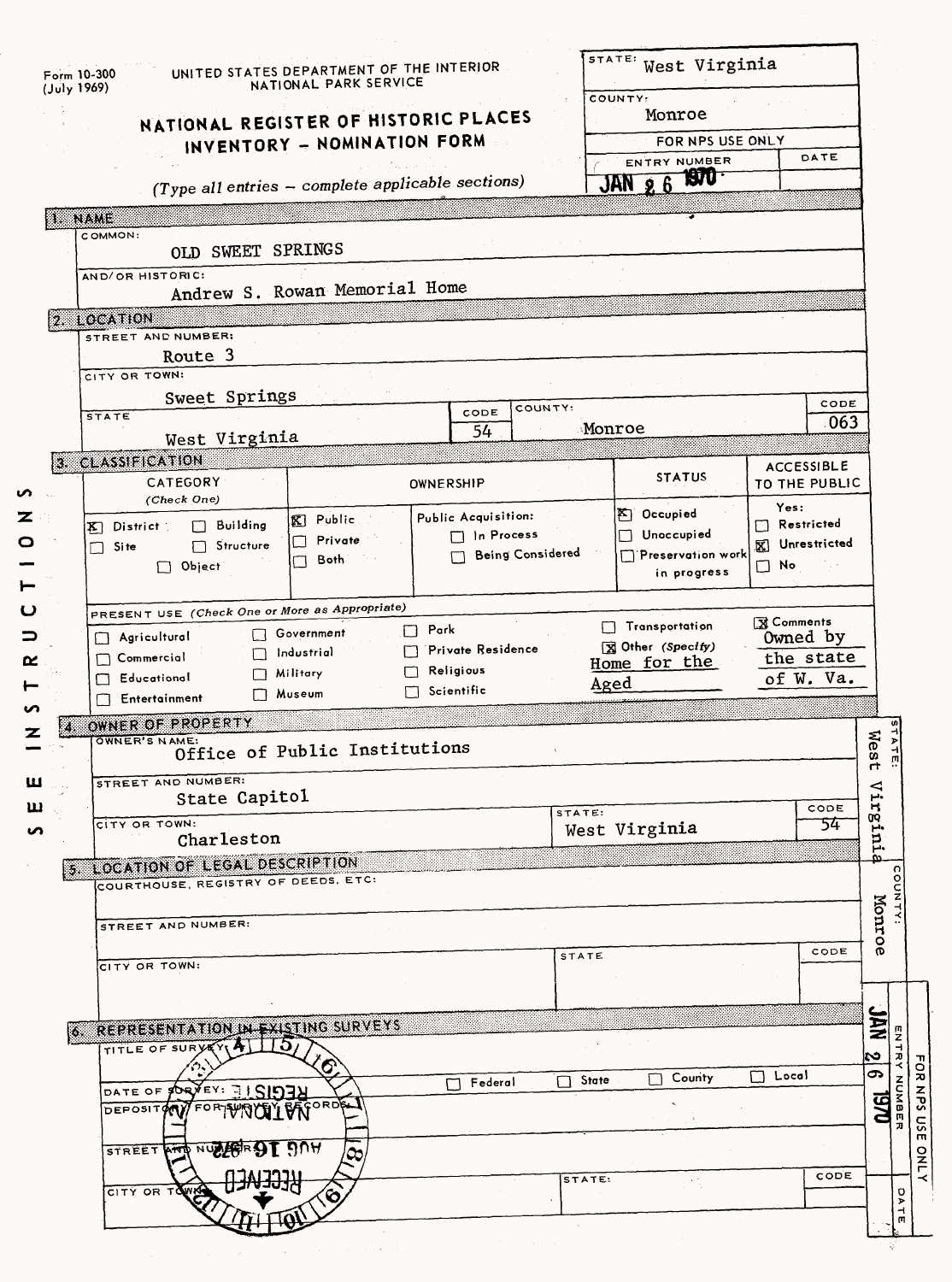Form 10-300
(July 1969)

UNITED STATES DEPARTMENT OF THE INTERIOR
NATIONAL PARK SERVICE

# NATIONAL REGISTER OF HISTORIC PLACES INVENTORY - NOMINATION FORM

*(Type all entries – complete applicable sections)*

| STATE: | West Virginia |
|---|---|
| COUNTY: | Monroe |
| FOR NPS USE ONLY | |
| ENTRY NUMBER | DATE |
| | JAN 26 1970 |

## 1. NAME

COMMON: OLD SWEET SPRINGS

AND/OR HISTORIC: Andrew S. Rowan Memorial Home

## 2. LOCATION

STREET AND NUMBER: Route 3

CITY OR TOWN: Sweet Springs

| STATE | CODE | COUNTY: | CODE |
|---|---|---|---|
| West Virginia | 54 | Monroe | 063 |

## 3. CLASSIFICATION

| CATEGORY (Check One) | OWNERSHIP | | STATUS | ACCESSIBLE TO THE PUBLIC |
|---|---|---|---|---|
| [X] District [ ] Building [ ] Site [ ] Structure [ ] Object | [X] Public [ ] Private [ ] Both | Public Acquisition: [ ] In Process [ ] Being Considered | [X] Occupied [ ] Unoccupied [ ] Preservation work in progress | Yes: [ ] Restricted [X] Unrestricted [ ] No |

PRESENT USE *(Check One or More as Appropriate)*

| | | | | |
|---|---|---|---|---|
| [ ] Agricultural | [ ] Government | [ ] Park | [ ] Transportation | [X] Comments |
| [ ] Commercial | [ ] Industrial | [ ] Private Residence | [X] Other *(Specify)* Home for the Aged | Owned by the state of W. Va. |
| [ ] Educational | [ ] Military | [ ] Religious | | |
| [ ] Entertainment | [ ] Museum | [ ] Scientific | | |

SEE INSTRUCTIONS

## 4. OWNER OF PROPERTY

OWNER'S NAME: Office of Public Institutions

STREET AND NUMBER: State Capitol

| CITY OR TOWN: | STATE: | CODE |
|---|---|---|
| Charleston | West Virginia | 54 |

## 5. LOCATION OF LEGAL DESCRIPTION

COURTHOUSE, REGISTRY OF DEEDS, ETC:

STREET AND NUMBER:

| CITY OR TOWN: | STATE | CODE |
|---|---|---|
| | | |

## 6. REPRESENTATION IN EXISTING SURVEYS

TITLE OF SURVEY:

DATE OF SURVEY: [ ] Federal [ ] State [ ] County [ ] Local

DEPOSITORY FOR SURVEY RECORDS:

STREET AND NUMBER:

| CITY OR TOWN: | STATE: | CODE |
|---|---|---|
| | | |

RECEIVED AUG 16 1972 NATIONAL REGISTER

STATE: West Virginia
COUNTY: Monroe
FOR NPS USE ONLY
ENTRY NUMBER: JAN 26 1970
DATE: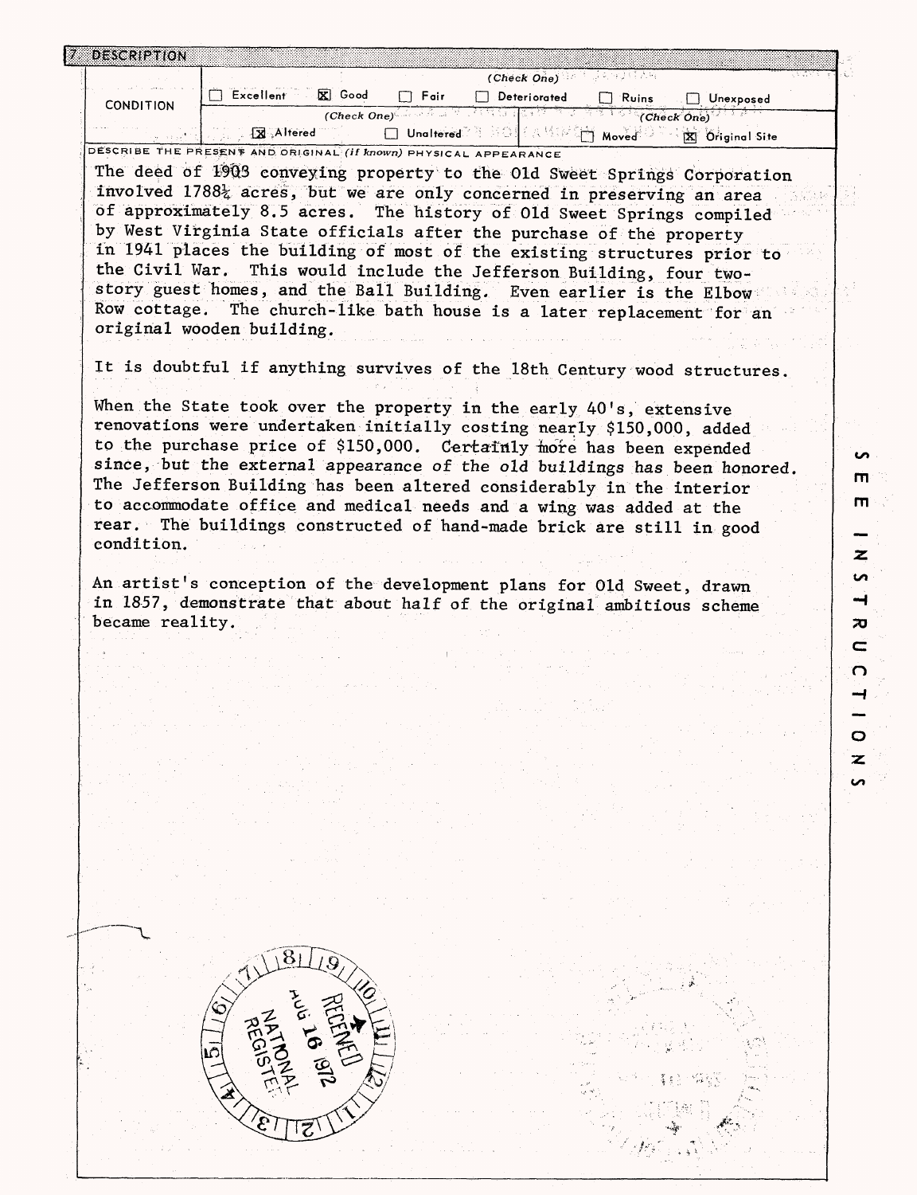## 7. DESCRIPTION

| CONDITION | (Check One) | | | | | |
|---|---|---|---|---|---|---|
| | ☐ Excellent | ☒ Good | ☐ Fair | ☐ Deteriorated | ☐ Ruins | ☐ Unexposed |
| | (Check One) | | | (Check One) | | |
| | ☒ Altered | | ☐ Unaltered | ☐ Moved | | ☒ Original Site |

DESCRIBE THE PRESENT AND ORIGINAL *(if known)* PHYSICAL APPEARANCE

The deed of 1903 conveying property to the Old Sweet Springs Corporation involved 1788¼ acres, but we are only concerned in preserving an area of approximately 8.5 acres. The history of Old Sweet Springs compiled by West Virginia State officials after the purchase of the property in 1941 places the building of most of the existing structures prior to the Civil War. This would include the Jefferson Building, four two-story guest homes, and the Ball Building. Even earlier is the Elbow Row cottage. The church-like bath house is a later replacement for an original wooden building.

It is doubtful if anything survives of the 18th Century wood structures.

When the State took over the property in the early 40's, extensive renovations were undertaken initially costing nearly $150,000, added to the purchase price of $150,000. Certainly more has been expended since, but the external appearance of the old buildings has been honored. The Jefferson Building has been altered considerably in the interior to accommodate office and medical needs and a wing was added at the rear. The buildings constructed of hand-made brick are still in good condition.

An artist's conception of the development plans for Old Sweet, drawn in 1857, demonstrate that about half of the original ambitious scheme became reality.

SEE INSTRUCTIONS

RECEIVED AUG 16 1972 NATIONAL REGISTER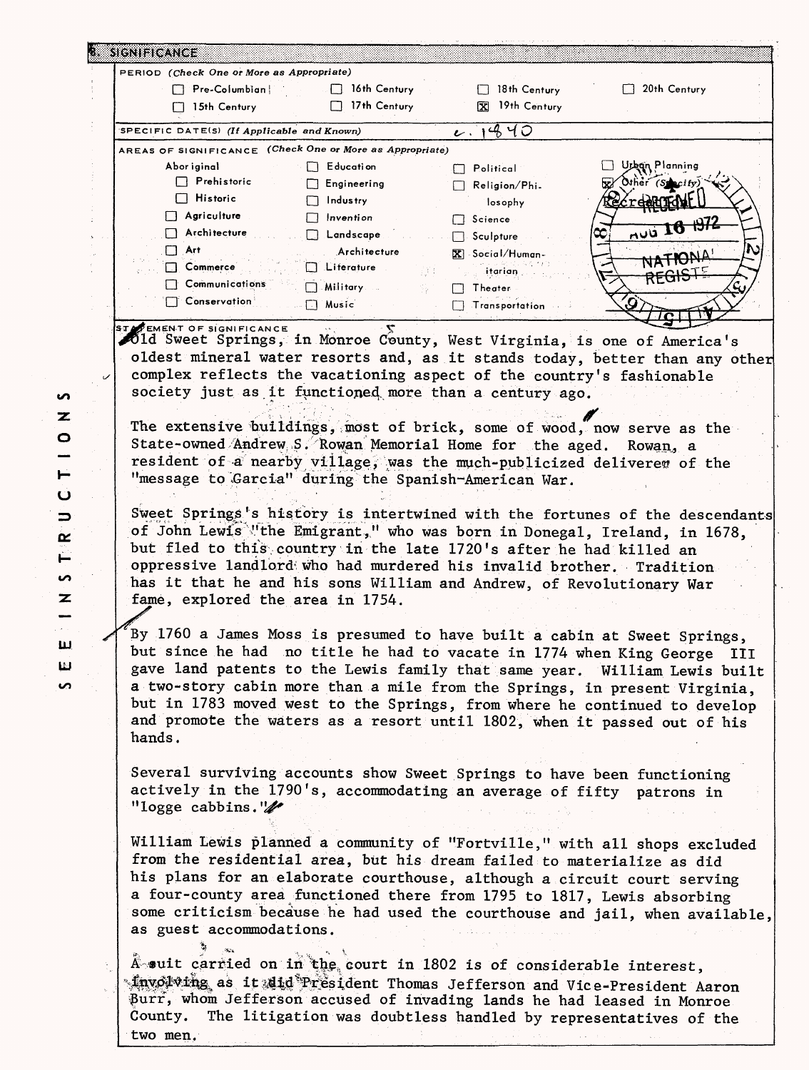## 8. SIGNIFICANCE

**PERIOD** *(Check One or More as Appropriate)*

| | | | |
|---|---|---|---|
| ☐ Pre-Columbian | ☐ 16th Century | ☐ 18th Century | ☐ 20th Century |
| ☐ 15th Century | ☐ 17th Century | ☒ 19th Century | |

**SPECIFIC DATE(S)** *(If Applicable and Known)* c. 1840

**AREAS OF SIGNIFICANCE** *(Check One or More as Appropriate)*

| | | | |
|---|---|---|---|
| Aboriginal | ☐ Education | ☐ Political | ☐ Urban Planning |
| ☐ Prehistoric | ☐ Engineering | ☐ Religion/Philosophy | ☒ Other *(Specify)* |
| ☐ Historic | ☐ Industry | | Recreation |
| ☐ Agriculture | ☐ Invention | ☐ Science | |
| ☐ Architecture | ☐ Landscape Architecture | ☐ Sculpture | |
| ☐ Art | | ☒ Social/Humanitarian | |
| ☐ Commerce | ☐ Literature | | |
| ☐ Communications | ☐ Military | ☐ Theater | |
| ☐ Conservation | ☐ Music | ☐ Transportation | |

RECEIVED AUG 16 1972 NATIONAL REGISTER

**STATEMENT OF SIGNIFICANCE**

Old Sweet Springs, in Monroe County, West Virginia, is one of America's oldest mineral water resorts and, as it stands today, better than any other complex reflects the vacationing aspect of the country's fashionable society just as it functioned more than a century ago.

The extensive buildings, most of brick, some of wood, now serve as the State-owned Andrew S. Rowan Memorial Home for the aged. Rowan, a resident of a nearby village, was the much-publicized deliverer of the "message to Garcia" during the Spanish-American War.

Sweet Springs's history is intertwined with the fortunes of the descendants of John Lewis "the Emigrant," who was born in Donegal, Ireland, in 1678, but fled to this country in the late 1720's after he had killed an oppressive landlord who had murdered his invalid brother. Tradition has it that he and his sons William and Andrew, of Revolutionary War fame, explored the area in 1754.

By 1760 a James Moss is presumed to have built a cabin at Sweet Springs, but since he had no title he had to vacate in 1774 when King George III gave land patents to the Lewis family that same year. William Lewis built a two-story cabin more than a mile from the Springs, in present Virginia, but in 1783 moved west to the Springs, from where he continued to develop and promote the waters as a resort until 1802, when it passed out of his hands.

Several surviving accounts show Sweet Springs to have been functioning actively in the 1790's, accommodating an average of fifty patrons in "logge cabbins."

William Lewis planned a community of "Fortville," with all shops excluded from the residential area, but his dream failed to materialize as did his plans for an elaborate courthouse, although a circuit court serving a four-county area functioned there from 1795 to 1817, Lewis absorbing some criticism because he had used the courthouse and jail, when available, as guest accommodations.

A suit carried on in the court in 1802 is of considerable interest, involving as it did President Thomas Jefferson and Vice-President Aaron Burr, whom Jefferson accused of invading lands he had leased in Monroe County. The litigation was doubtless handled by representatives of the two men.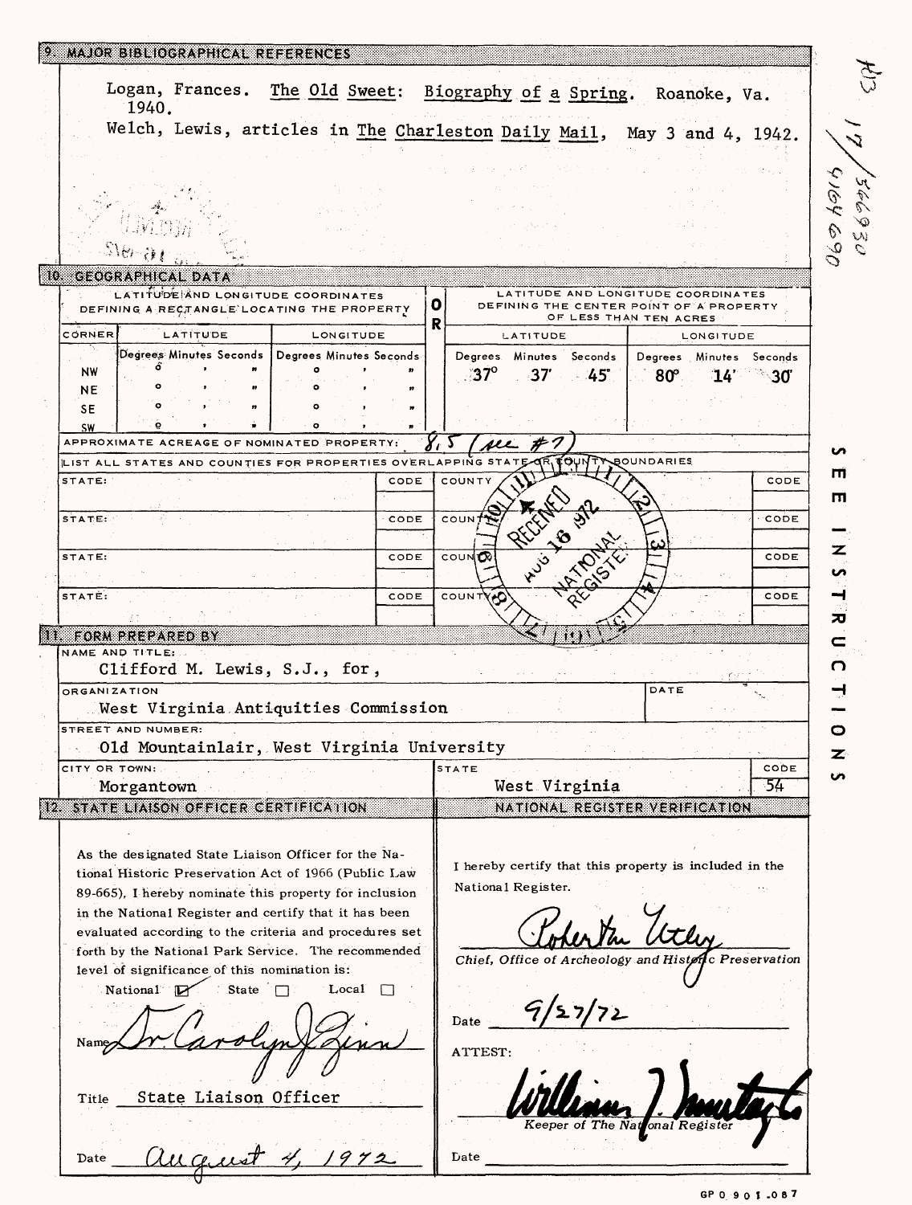## 9. MAJOR BIBLIOGRAPHICAL REFERENCES

Logan, Frances. The Old Sweet: Biography of a Spring. Roanoke, Va. 1940.

Welch, Lewis, articles in The Charleston Daily Mail, May 3 and 4, 1942.

## 10. GEOGRAPHICAL DATA

| LATITUDE AND LONGITUDE COORDINATES DEFINING A RECTANGLE LOCATING THE PROPERTY | | | OR | LATITUDE AND LONGITUDE COORDINATES DEFINING THE CENTER POINT OF A PROPERTY OF LESS THAN TEN ACRES | |
|---|---|---|---|---|---|
| CORNER | LATITUDE | LONGITUDE | | LATITUDE | LONGITUDE |
| | Degrees Minutes Seconds | Degrees Minutes Seconds | | Degrees Minutes Seconds | Degrees Minutes Seconds |
| NW | ° ' " | ° ' " | | 37° 37' 45" | 80° 14' 30" |
| NE | ° ' " | ° ' " | | | |
| SE | ° ' " | ° ' " | | | |
| SW | ° ' " | ° ' " | | | |

APPROXIMATE ACREAGE OF NOMINATED PROPERTY: 8.5 (see #7)

LIST ALL STATES AND COUNTIES FOR PROPERTIES OVERLAPPING STATE OR COUNTY BOUNDARIES

| STATE: | CODE | COUNTY | CODE |
|---|---|---|---|
| STATE: | CODE | COUNTY | CODE |
| STATE: | CODE | COUNTY | CODE |
| STATE: | CODE | COUNTY | CODE |

RECEIVED AUG 16 1972 NATIONAL REGISTER

SEE INSTRUCTIONS

## 11. FORM PREPARED BY

NAME AND TITLE:
Clifford M. Lewis, S.J., for,

ORGANIZATION: West Virginia Antiquities Commission

DATE:

STREET AND NUMBER: Old Mountainlair, West Virginia University

CITY OR TOWN: Morgantown

STATE: West Virginia

CODE: 54

## 12. STATE LIAISON OFFICER CERTIFICATION

As the designated State Liaison Officer for the National Historic Preservation Act of 1966 (Public Law 89-665), I hereby nominate this property for inclusion in the National Register and certify that it has been evaluated according to the criteria and procedures set forth by the National Park Service. The recommended level of significance of this nomination is:

National ☑ State ☐ Local ☐

Name: Dr Carolyn J Zinn

Title: State Liaison Officer

Date: August 4, 1972

## NATIONAL REGISTER VERIFICATION

I hereby certify that this property is included in the National Register.

Robert M. Utley

*Chief, Office of Archeology and Historic Preservation*

Date: 9/27/72

ATTEST:

William J. Murtagh

*Keeper of The National Register*

Date: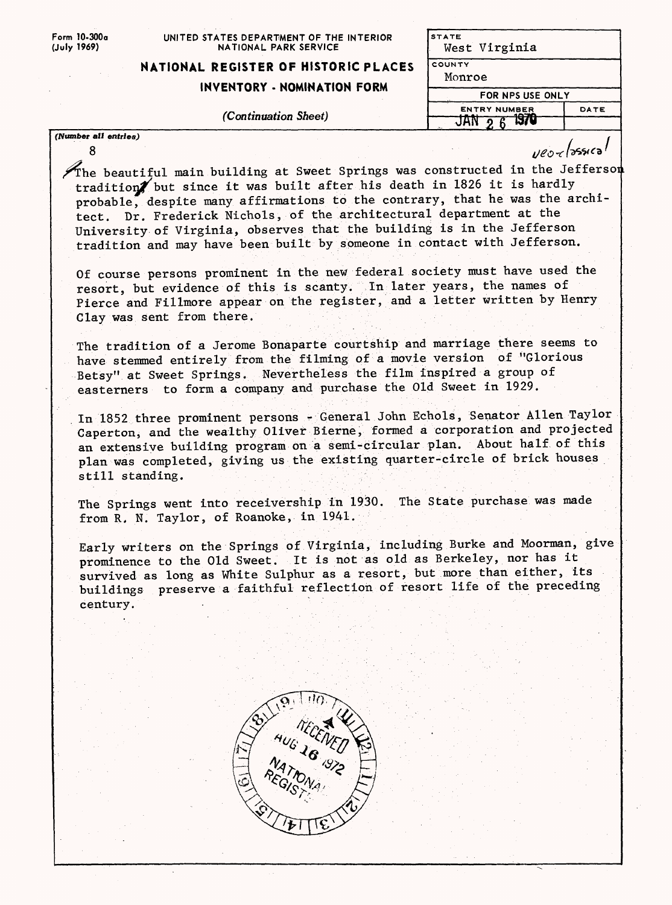Form 10-300a
(July 1969)

UNITED STATES DEPARTMENT OF THE INTERIOR
NATIONAL PARK SERVICE

**NATIONAL REGISTER OF HISTORIC PLACES**
**INVENTORY - NOMINATION FORM**

*(Continuation Sheet)*

| | |
|---|---|
| STATE | West Virginia |
| COUNTY | Monroe |
| FOR NPS USE ONLY | |
| ENTRY NUMBER | DATE |
| JAN 26 1970 | |

*(Number all entries)*

8

Neoclassical

The beautiful main building at Sweet Springs was constructed in the Jefferson tradition, but since it was built after his death in 1826 it is hardly probable, despite many affirmations to the contrary, that he was the architect. Dr. Frederick Nichols, of the architectural department at the University of Virginia, observes that the building is in the Jefferson tradition and may have been built by someone in contact with Jefferson.

Of course persons prominent in the new federal society must have used the resort, but evidence of this is scanty. In later years, the names of Pierce and Fillmore appear on the register, and a letter written by Henry Clay was sent from there.

The tradition of a Jerome Bonaparte courtship and marriage there seems to have stemmed entirely from the filming of a movie version of "Glorious Betsy" at Sweet Springs. Nevertheless the film inspired a group of easterners to form a company and purchase the Old Sweet in 1929.

In 1852 three prominent persons - General John Echols, Senator Allen Taylor Caperton, and the wealthy Oliver Bierne, formed a corporation and projected an extensive building program on a semi-circular plan. About half of this plan was completed, giving us the existing quarter-circle of brick houses still standing.

The Springs went into receivership in 1930. The State purchase was made from R. N. Taylor, of Roanoke, in 1941.

Early writers on the Springs of Virginia, including Burke and Moorman, give prominence to the Old Sweet. It is not as old as Berkeley, nor has it survived as long as White Sulphur as a resort, but more than either, its buildings preserve a faithful reflection of resort life of the preceding century.

RECEIVED
AUG 16 1972
NATIONAL REGISTER